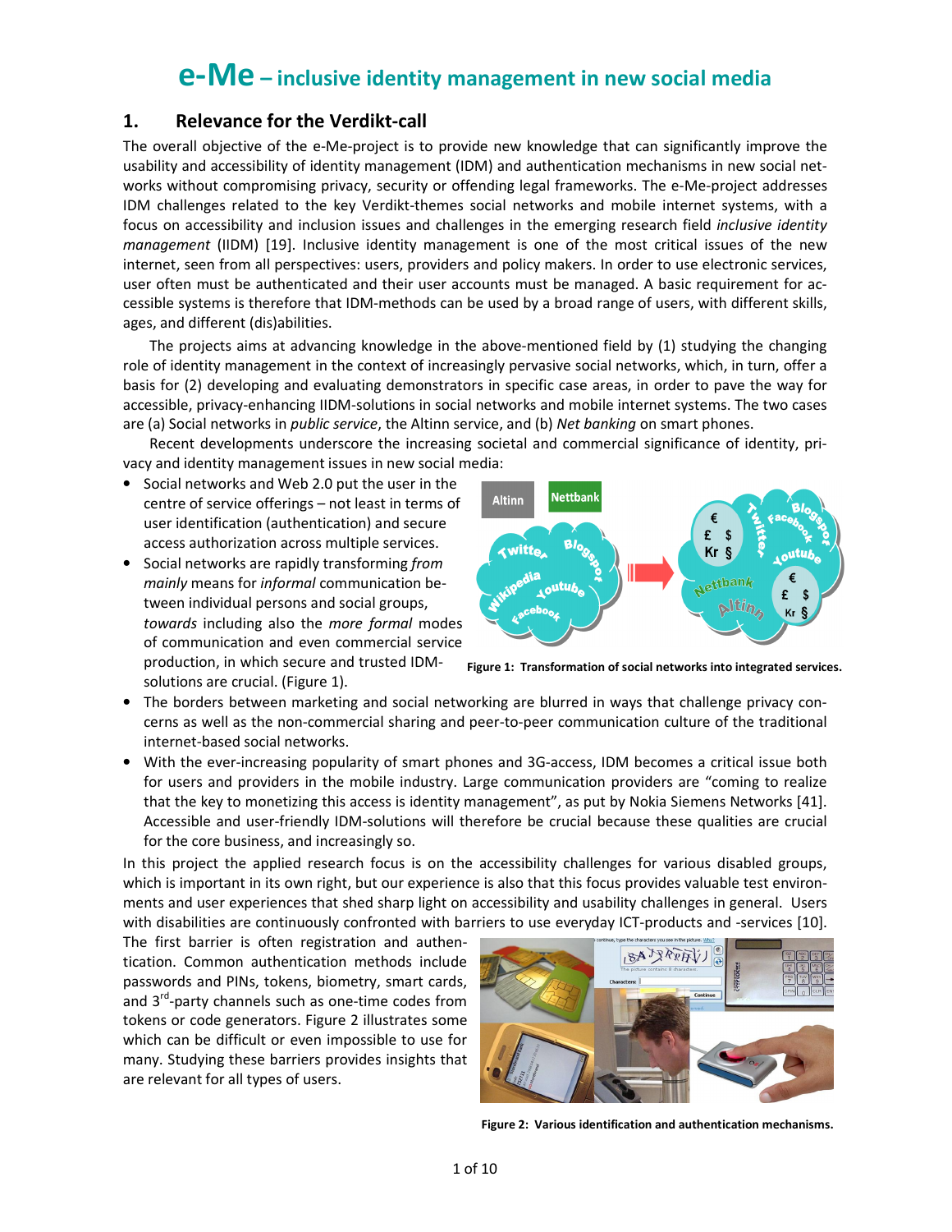# e-Me – inclusive identity management in new social media

## 1. Relevance for the Verdikt-call

The overall objective of the e-Me-project is to provide new knowledge that can significantly improve the usability and accessibility of identity management (IDM) and authentication mechanisms in new social networks without compromising privacy, security or offending legal frameworks. The e-Me-project addresses IDM challenges related to the key Verdikt-themes social networks and mobile internet systems, with a focus on accessibility and inclusion issues and challenges in the emerging research field *inclusive identity management* (IIDM) [19]. Inclusive identity management is one of the most critical issues of the new internet, seen from all perspectives: users, providers and policy makers. In order to use electronic services, user often must be authenticated and their user accounts must be managed. A basic requirement for accessible systems is therefore that IDM-methods can be used by a broad range of users, with different skills, ages, and different (dis)abilities.

The projects aims at advancing knowledge in the above-mentioned field by (1) studying the changing role of identity management in the context of increasingly pervasive social networks, which, in turn, offer a basis for (2) developing and evaluating demonstrators in specific case areas, in order to pave the way for accessible, privacy-enhancing IIDM-solutions in social networks and mobile internet systems. The two cases are (a) Social networks in *public service*, the Altinn service, and (b) *Net banking* on smart phones.

Recent developments underscore the increasing societal and commercial significance of identity, privacy and identity management issues in new social media:

- Social networks and Web 2.0 put the user in the centre of service offerings – not least in terms of user identification (authentication) and secure access authorization across multiple services.
- Social networks are rapidly transforming *from mainly* means for *informal* communication between individual persons and social groups, *towards* including also the *more formal* modes of communication and even commercial service production, in which secure and trusted IDM-solutions are crucial. (Figure 1).
- The borders between marketing and social networking are blurred in ways that challenge privacy concerns as well as the non-commercial sharing and peer-to-peer communication culture of the traditional internet-based social networks.
- With the ever-increasing popularity of smart phones and 3G-access, IDM becomes a critical issue both for users and providers in the mobile industry. Large communication providers are "coming to realize that the key to monetizing this access is identity management", as put by Nokia Siemens Networks [41]. Accessible and user-friendly IDM-solutions will therefore be crucial because these qualities are crucial for the core business, and increasingly so.

**Figure 1: Transformation of social networks into integrated services.**

In this project the applied research focus is on the accessibility challenges for various disabled groups, which is important in its own right, but our experience is also that this focus provides valuable test environments and user experiences that shed sharp light on accessibility and usability challenges in general. Users with disabilities are continuously confronted with barriers to use everyday ICT-products and -services [10]. The first barrier is often registration and authentication. Common authentication methods include passwords and PINs, tokens, biometry, smart cards, and 3rd-party channels such as one-time codes from tokens or code generators. Figure 2 illustrates some which can be difficult or even impossible to use for many. Studying these barriers provides insights that are relevant for all types of users.

**Figure 2: Various identification and authentication mechanisms.**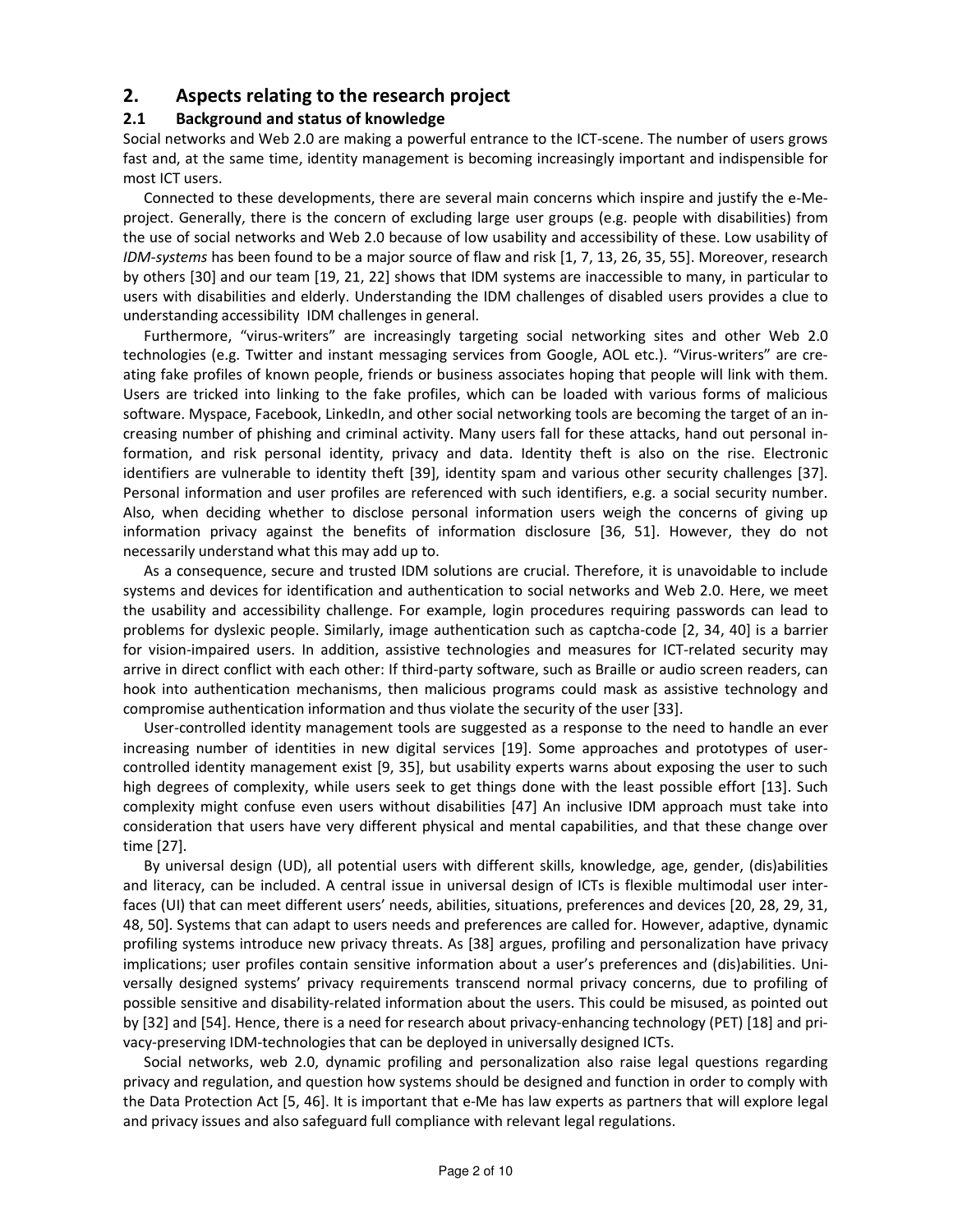## 2. Aspects relating to the research project

### 2.1 Background and status of knowledge

Social networks and Web 2.0 are making a powerful entrance to the ICT-scene. The number of users grows fast and, at the same time, identity management is becoming increasingly important and indispensible for most ICT users.

Connected to these developments, there are several main concerns which inspire and justify the e-Me-project. Generally, there is the concern of excluding large user groups (e.g. people with disabilities) from the use of social networks and Web 2.0 because of low usability and accessibility of these. Low usability of *IDM-systems* has been found to be a major source of flaw and risk [1, 7, 13, 26, 35, 55]. Moreover, research by others [30] and our team [19, 21, 22] shows that IDM systems are inaccessible to many, in particular to users with disabilities and elderly. Understanding the IDM challenges of disabled users provides a clue to understanding accessibility IDM challenges in general.

Furthermore, "virus-writers" are increasingly targeting social networking sites and other Web 2.0 technologies (e.g. Twitter and instant messaging services from Google, AOL etc.). "Virus-writers" are creating fake profiles of known people, friends or business associates hoping that people will link with them. Users are tricked into linking to the fake profiles, which can be loaded with various forms of malicious software. Myspace, Facebook, LinkedIn, and other social networking tools are becoming the target of an increasing number of phishing and criminal activity. Many users fall for these attacks, hand out personal information, and risk personal identity, privacy and data. Identity theft is also on the rise. Electronic identifiers are vulnerable to identity theft [39], identity spam and various other security challenges [37]. Personal information and user profiles are referenced with such identifiers, e.g. a social security number. Also, when deciding whether to disclose personal information users weigh the concerns of giving up information privacy against the benefits of information disclosure [36, 51]. However, they do not necessarily understand what this may add up to.

As a consequence, secure and trusted IDM solutions are crucial. Therefore, it is unavoidable to include systems and devices for identification and authentication to social networks and Web 2.0. Here, we meet the usability and accessibility challenge. For example, login procedures requiring passwords can lead to problems for dyslexic people. Similarly, image authentication such as captcha-code [2, 34, 40] is a barrier for vision-impaired users. In addition, assistive technologies and measures for ICT-related security may arrive in direct conflict with each other: If third-party software, such as Braille or audio screen readers, can hook into authentication mechanisms, then malicious programs could mask as assistive technology and compromise authentication information and thus violate the security of the user [33].

User-controlled identity management tools are suggested as a response to the need to handle an ever increasing number of identities in new digital services [19]. Some approaches and prototypes of user-controlled identity management exist [9, 35], but usability experts warns about exposing the user to such high degrees of complexity, while users seek to get things done with the least possible effort [13]. Such complexity might confuse even users without disabilities [47] An inclusive IDM approach must take into consideration that users have very different physical and mental capabilities, and that these change over time [27].

By universal design (UD), all potential users with different skills, knowledge, age, gender, (dis)abilities and literacy, can be included. A central issue in universal design of ICTs is flexible multimodal user interfaces (UI) that can meet different users' needs, abilities, situations, preferences and devices [20, 28, 29, 31, 48, 50]. Systems that can adapt to users needs and preferences are called for. However, adaptive, dynamic profiling systems introduce new privacy threats. As [38] argues, profiling and personalization have privacy implications; user profiles contain sensitive information about a user's preferences and (dis)abilities. Universally designed systems' privacy requirements transcend normal privacy concerns, due to profiling of possible sensitive and disability-related information about the users. This could be misused, as pointed out by [32] and [54]. Hence, there is a need for research about privacy-enhancing technology (PET) [18] and privacy-preserving IDM-technologies that can be deployed in universally designed ICTs.

Social networks, web 2.0, dynamic profiling and personalization also raise legal questions regarding privacy and regulation, and question how systems should be designed and function in order to comply with the Data Protection Act [5, 46]. It is important that e-Me has law experts as partners that will explore legal and privacy issues and also safeguard full compliance with relevant legal regulations.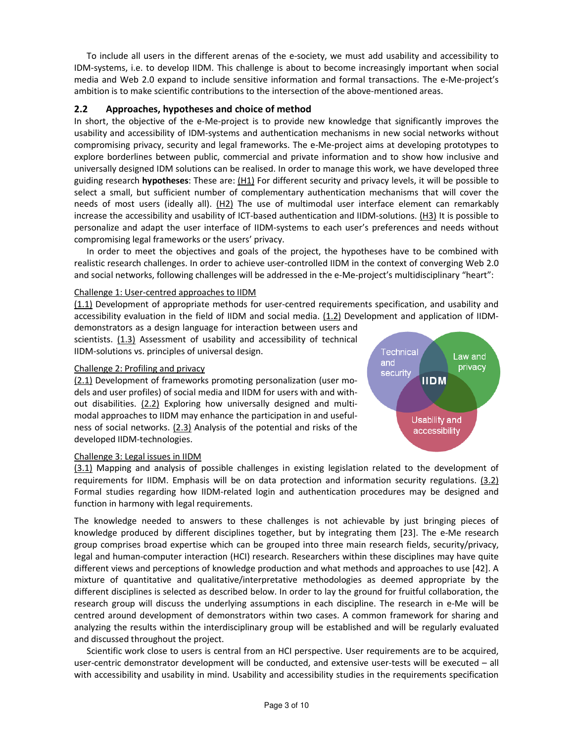To include all users in the different arenas of the e-society, we must add usability and accessibility to IDM-systems, i.e. to develop IIDM. This challenge is about to become increasingly important when social media and Web 2.0 expand to include sensitive information and formal transactions. The e-Me-project's ambition is to make scientific contributions to the intersection of the above-mentioned areas.

## 2.2 Approaches, hypotheses and choice of method

In short, the objective of the e-Me-project is to provide new knowledge that significantly improves the usability and accessibility of IDM-systems and authentication mechanisms in new social networks without compromising privacy, security and legal frameworks. The e-Me-project aims at developing prototypes to explore borderlines between public, commercial and private information and to show how inclusive and universally designed IDM solutions can be realised. In order to manage this work, we have developed three guiding research **hypotheses**: These are: (H1) For different security and privacy levels, it will be possible to select a small, but sufficient number of complementary authentication mechanisms that will cover the needs of most users (ideally all). (H2) The use of multimodal user interface element can remarkably increase the accessibility and usability of ICT-based authentication and IIDM-solutions. (H3) It is possible to personalize and adapt the user interface of IIDM-systems to each user's preferences and needs without compromising legal frameworks or the users' privacy.

In order to meet the objectives and goals of the project, the hypotheses have to be combined with realistic research challenges. In order to achieve user-controlled IIDM in the context of converging Web 2.0 and social networks, following challenges will be addressed in the e-Me-project's multidisciplinary "heart":

Challenge 1: User-centred approaches to IIDM

(1.1) Development of appropriate methods for user-centred requirements specification, and usability and accessibility evaluation in the field of IIDM and social media. (1.2) Development and application of IIDM-demonstrators as a design language for interaction between users and scientists. (1.3) Assessment of usability and accessibility of technical IIDM-solutions vs. principles of universal design.

Challenge 2: Profiling and privacy

(2.1) Development of frameworks promoting personalization (user models and user profiles) of social media and IIDM for users with and without disabilities. (2.2) Exploring how universally designed and multimodal approaches to IIDM may enhance the participation in and usefulness of social networks. (2.3) Analysis of the potential and risks of the developed IIDM-technologies.

Challenge 3: Legal issues in IIDM

(3.1) Mapping and analysis of possible challenges in existing legislation related to the development of requirements for IIDM. Emphasis will be on data protection and information security regulations. (3.2) Formal studies regarding how IIDM-related login and authentication procedures may be designed and function in harmony with legal requirements.

The knowledge needed to answers to these challenges is not achievable by just bringing pieces of knowledge produced by different disciplines together, but by integrating them [23]. The e-Me research group comprises broad expertise which can be grouped into three main research fields, security/privacy, legal and human-computer interaction (HCI) research. Researchers within these disciplines may have quite different views and perceptions of knowledge production and what methods and approaches to use [42]. A mixture of quantitative and qualitative/interpretative methodologies as deemed appropriate by the different disciplines is selected as described below. In order to lay the ground for fruitful collaboration, the research group will discuss the underlying assumptions in each discipline. The research in e-Me will be centred around development of demonstrators within two cases. A common framework for sharing and analyzing the results within the interdisciplinary group will be established and will be regularly evaluated and discussed throughout the project.

Scientific work close to users is central from an HCI perspective. User requirements are to be acquired, user-centric demonstrator development will be conducted, and extensive user-tests will be executed – all with accessibility and usability in mind. Usability and accessibility studies in the requirements specification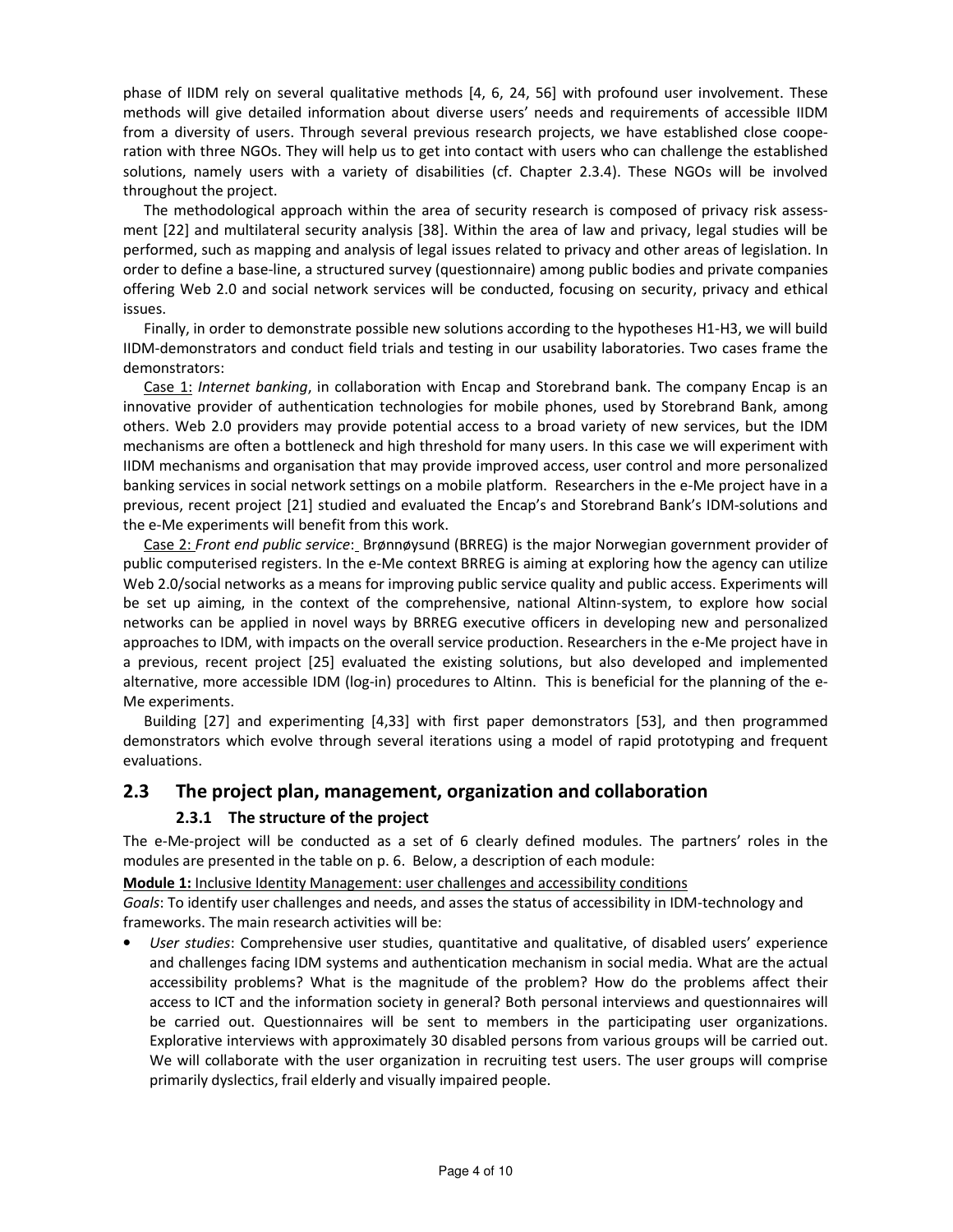phase of IIDM rely on several qualitative methods [4, 6, 24, 56] with profound user involvement. These methods will give detailed information about diverse users' needs and requirements of accessible IIDM from a diversity of users. Through several previous research projects, we have established close cooperation with three NGOs. They will help us to get into contact with users who can challenge the established solutions, namely users with a variety of disabilities (cf. Chapter 2.3.4). These NGOs will be involved throughout the project.

The methodological approach within the area of security research is composed of privacy risk assessment [22] and multilateral security analysis [38]. Within the area of law and privacy, legal studies will be performed, such as mapping and analysis of legal issues related to privacy and other areas of legislation. In order to define a base-line, a structured survey (questionnaire) among public bodies and private companies offering Web 2.0 and social network services will be conducted, focusing on security, privacy and ethical issues.

Finally, in order to demonstrate possible new solutions according to the hypotheses H1-H3, we will build IIDM-demonstrators and conduct field trials and testing in our usability laboratories. Two cases frame the demonstrators:

Case 1: *Internet banking*, in collaboration with Encap and Storebrand bank. The company Encap is an innovative provider of authentication technologies for mobile phones, used by Storebrand Bank, among others. Web 2.0 providers may provide potential access to a broad variety of new services, but the IDM mechanisms are often a bottleneck and high threshold for many users. In this case we will experiment with IIDM mechanisms and organisation that may provide improved access, user control and more personalized banking services in social network settings on a mobile platform. Researchers in the e-Me project have in a previous, recent project [21] studied and evaluated the Encap's and Storebrand Bank's IDM-solutions and the e-Me experiments will benefit from this work.

Case 2: *Front end public service*: Brønnøysund (BRREG) is the major Norwegian government provider of public computerised registers. In the e-Me context BRREG is aiming at exploring how the agency can utilize Web 2.0/social networks as a means for improving public service quality and public access. Experiments will be set up aiming, in the context of the comprehensive, national Altinn-system, to explore how social networks can be applied in novel ways by BRREG executive officers in developing new and personalized approaches to IDM, with impacts on the overall service production. Researchers in the e-Me project have in a previous, recent project [25] evaluated the existing solutions, but also developed and implemented alternative, more accessible IDM (log-in) procedures to Altinn. This is beneficial for the planning of the e-Me experiments.

Building [27] and experimenting [4,33] with first paper demonstrators [53], and then programmed demonstrators which evolve through several iterations using a model of rapid prototyping and frequent evaluations.

## 2.3 The project plan, management, organization and collaboration

### 2.3.1 The structure of the project

The e-Me-project will be conducted as a set of 6 clearly defined modules. The partners' roles in the modules are presented in the table on p. 6. Below, a description of each module:

**Module 1:** Inclusive Identity Management: user challenges and accessibility conditions

*Goals*: To identify user challenges and needs, and asses the status of accessibility in IDM-technology and frameworks. The main research activities will be:

- *User studies*: Comprehensive user studies, quantitative and qualitative, of disabled users' experience and challenges facing IDM systems and authentication mechanism in social media. What are the actual accessibility problems? What is the magnitude of the problem? How do the problems affect their access to ICT and the information society in general? Both personal interviews and questionnaires will be carried out. Questionnaires will be sent to members in the participating user organizations. Explorative interviews with approximately 30 disabled persons from various groups will be carried out. We will collaborate with the user organization in recruiting test users. The user groups will comprise primarily dyslectics, frail elderly and visually impaired people.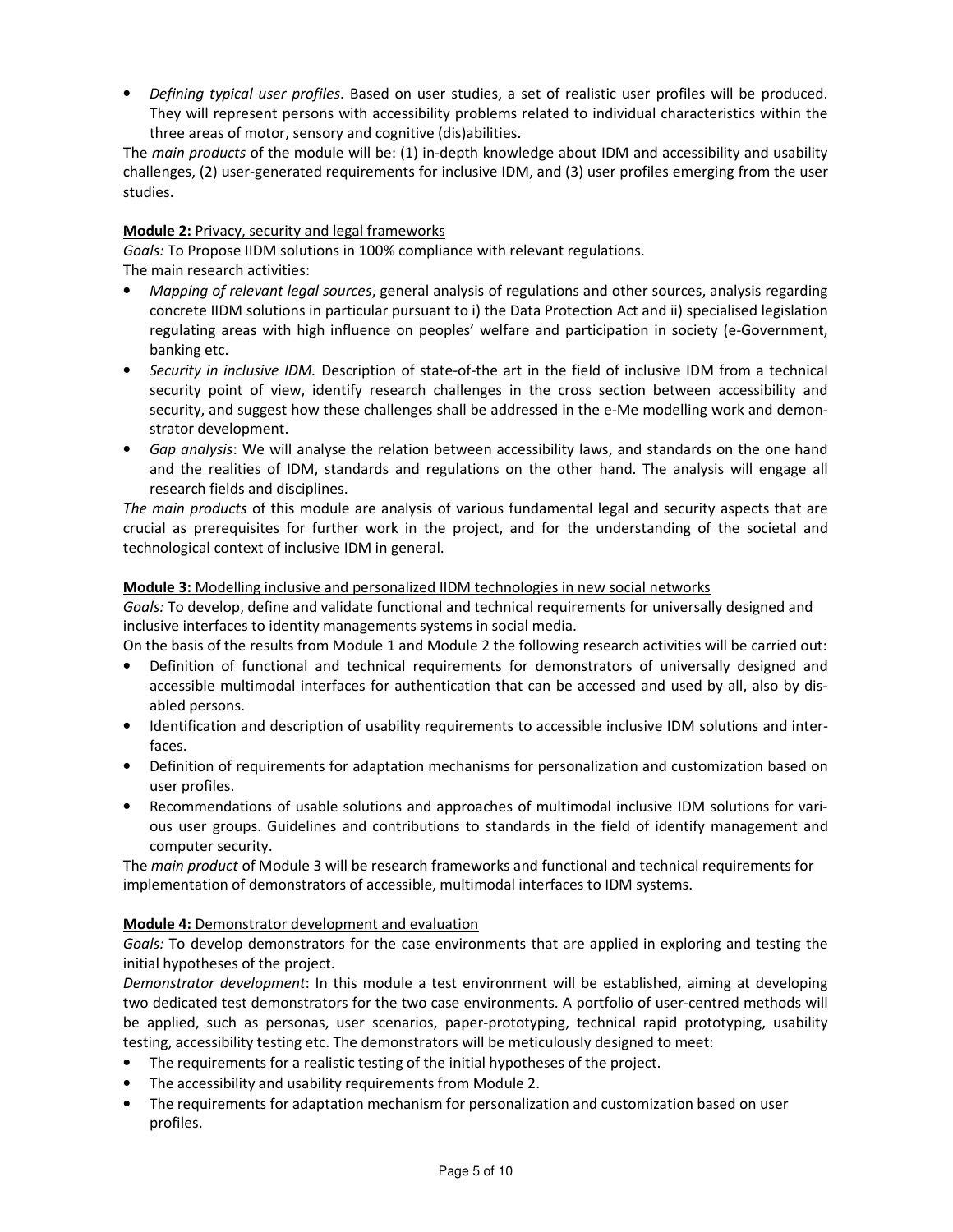- *Defining typical user profiles*. Based on user studies, a set of realistic user profiles will be produced. They will represent persons with accessibility problems related to individual characteristics within the three areas of motor, sensory and cognitive (dis)abilities.

The *main products* of the module will be: (1) in-depth knowledge about IDM and accessibility and usability challenges, (2) user-generated requirements for inclusive IDM, and (3) user profiles emerging from the user studies.

**Module 2:** Privacy, security and legal frameworks

*Goals:* To Propose IIDM solutions in 100% compliance with relevant regulations.
The main research activities:

- *Mapping of relevant legal sources*, general analysis of regulations and other sources, analysis regarding concrete IIDM solutions in particular pursuant to i) the Data Protection Act and ii) specialised legislation regulating areas with high influence on peoples' welfare and participation in society (e-Government, banking etc.
- *Security in inclusive IDM.* Description of state-of-the art in the field of inclusive IDM from a technical security point of view, identify research challenges in the cross section between accessibility and security, and suggest how these challenges shall be addressed in the e-Me modelling work and demonstrator development.
- *Gap analysis*: We will analyse the relation between accessibility laws, and standards on the one hand and the realities of IDM, standards and regulations on the other hand. The analysis will engage all research fields and disciplines.

*The main products* of this module are analysis of various fundamental legal and security aspects that are crucial as prerequisites for further work in the project, and for the understanding of the societal and technological context of inclusive IDM in general.

**Module 3:** Modelling inclusive and personalized IIDM technologies in new social networks

*Goals:* To develop, define and validate functional and technical requirements for universally designed and inclusive interfaces to identity managements systems in social media.
On the basis of the results from Module 1 and Module 2 the following research activities will be carried out:

- Definition of functional and technical requirements for demonstrators of universally designed and accessible multimodal interfaces for authentication that can be accessed and used by all, also by disabled persons.
- Identification and description of usability requirements to accessible inclusive IDM solutions and interfaces.
- Definition of requirements for adaptation mechanisms for personalization and customization based on user profiles.
- Recommendations of usable solutions and approaches of multimodal inclusive IDM solutions for various user groups. Guidelines and contributions to standards in the field of identify management and computer security.

The *main product* of Module 3 will be research frameworks and functional and technical requirements for implementation of demonstrators of accessible, multimodal interfaces to IDM systems.

**Module 4:** Demonstrator development and evaluation

*Goals:* To develop demonstrators for the case environments that are applied in exploring and testing the initial hypotheses of the project.

*Demonstrator development*: In this module a test environment will be established, aiming at developing two dedicated test demonstrators for the two case environments. A portfolio of user-centred methods will be applied, such as personas, user scenarios, paper-prototyping, technical rapid prototyping, usability testing, accessibility testing etc. The demonstrators will be meticulously designed to meet:

- The requirements for a realistic testing of the initial hypotheses of the project.
- The accessibility and usability requirements from Module 2.
- The requirements for adaptation mechanism for personalization and customization based on user profiles.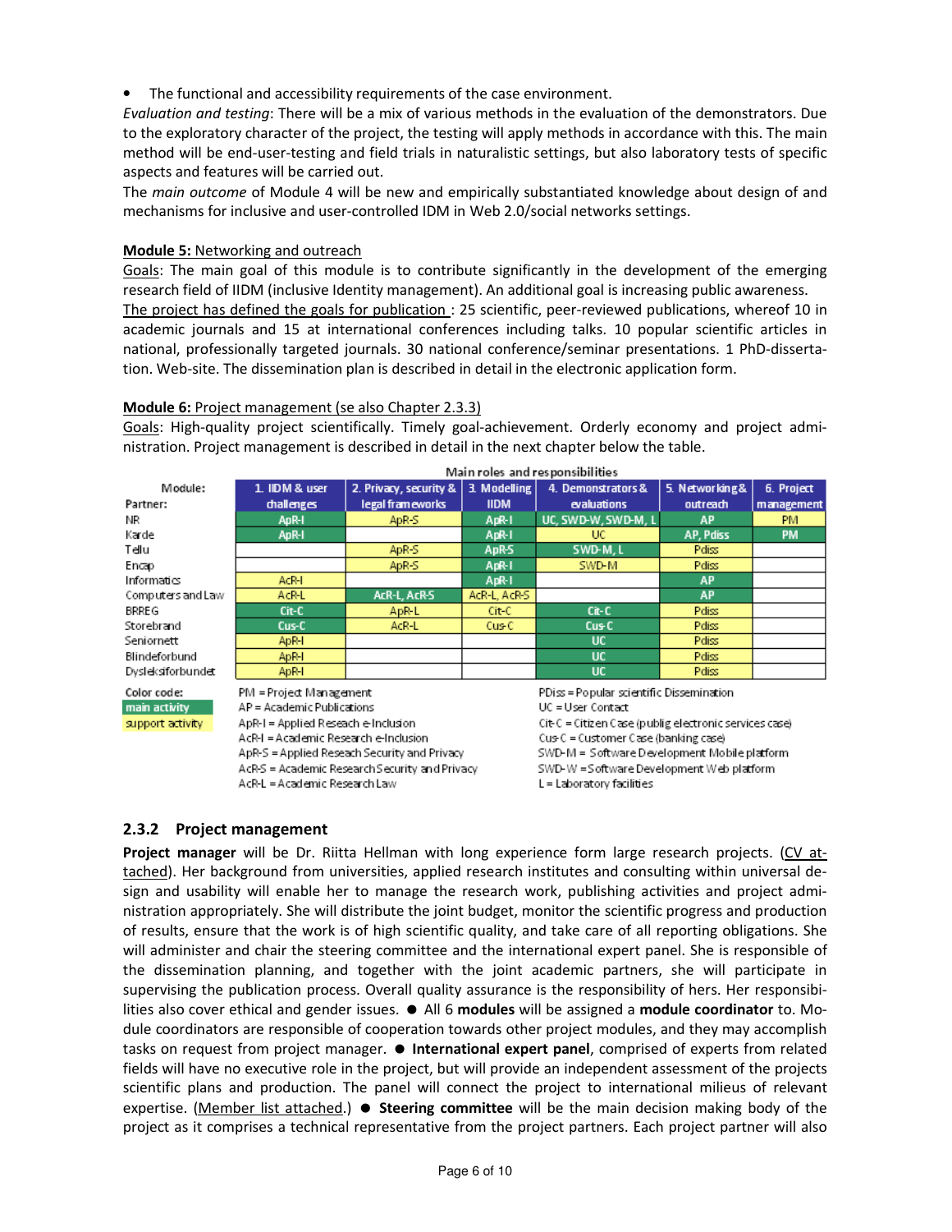- The functional and accessibility requirements of the case environment.

*Evaluation and testing*: There will be a mix of various methods in the evaluation of the demonstrators. Due to the exploratory character of the project, the testing will apply methods in accordance with this. The main method will be end-user-testing and field trials in naturalistic settings, but also laboratory tests of specific aspects and features will be carried out.

The *main outcome* of Module 4 will be new and empirically substantiated knowledge about design of and mechanisms for inclusive and user-controlled IDM in Web 2.0/social networks settings.

**Module 5:** Networking and outreach

Goals: The main goal of this module is to contribute significantly in the development of the emerging research field of IIDM (inclusive Identity management). An additional goal is increasing public awareness.

The project has defined the goals for publication : 25 scientific, peer-reviewed publications, whereof 10 in academic journals and 15 at international conferences including talks. 10 popular scientific articles in national, professionally targeted journals. 30 national conference/seminar presentations. 1 PhD-dissertation. Web-site. The dissemination plan is described in detail in the electronic application form.

**Module 6:** Project management (se also Chapter 2.3.3)

Goals: High-quality project scientifically. Timely goal-achievement. Orderly economy and project administration. Project management is described in detail in the next chapter below the table.

| Module: / Partner: | 1. IIDM & user challenges | 2. Privacy, security & legal frameworks | 3. Modelling IIDM | 4. Demonstrators & evaluations | 5. Networking & outreach | 6. Project management |
|---|---|---|---|---|---|---|
| | **Main roles and responsibilities** | | | | | |
| NR | ApR-I | ApR-S | ApR-I | UC, SWD-W, SWD-M, L | AP | PM |
| Karde | ApR-I | | ApR-I | UC | AP, Pdiss | PM |
| Tellu | | ApR-S | ApR-S | SWD-M, L | Pdiss | |
| Encap | | ApR-S | ApR-I | SWD-M | Pdiss | |
| Informatics | AcR-I | | ApR-I | | AP | |
| Computers and Law | AcR-L | AcR-L, AcR-S | AcR-L, AcR-S | | AP | |
| BRREG | Cit-C | ApR-L | Cit-C | Cit-C | Pdiss | |
| Storebrand | Cus-C | AcR-L | Cus-C | Cus-C | Pdiss | |
| Seniornett | ApR-I | | | UC | Pdiss | |
| Blindeforbund | ApR-I | | | UC | Pdiss | |
| Dysleksiforbundet | ApR-I | | | UC | Pdiss | |

Color code: main activity / support activity

PM = Project Management
AP = Academic Publications
ApR-I = Applied Reseach e-Inclusion
AcR-I = Academic Research e-Inclusion
ApR-S = Applied Reseach Security and Privacy
AcR-S = Academic Research Security and Privacy
AcR-L = Academic Research Law
PDiss = Popular scientific Dissemination
UC = User Contact
Cit-C = Citizen Case (publig electronic services case)
Cus-C = Customer Case (banking case)
SWD-M = Software Development Mobile platform
SWD-W = Software Development Web platform
L = Laboratory facilities

### 2.3.2 Project management

**Project manager** will be Dr. Riitta Hellman with long experience form large research projects. (CV attached). Her background from universities, applied research institutes and consulting within universal design and usability will enable her to manage the research work, publishing activities and project administration appropriately. She will distribute the joint budget, monitor the scientific progress and production of results, ensure that the work is of high scientific quality, and take care of all reporting obligations. She will administer and chair the steering committee and the international expert panel. She is responsible of the dissemination planning, and together with the joint academic partners, she will participate in supervising the publication process. Overall quality assurance is the responsibility of hers. Her responsibilities also cover ethical and gender issues. ● All 6 **modules** will be assigned a **module coordinator** to. Module coordinators are responsible of cooperation towards other project modules, and they may accomplish tasks on request from project manager. ● **International expert panel**, comprised of experts from related fields will have no executive role in the project, but will provide an independent assessment of the projects scientific plans and production. The panel will connect the project to international milieus of relevant expertise. (Member list attached.) ● **Steering committee** will be the main decision making body of the project as it comprises a technical representative from the project partners. Each project partner will also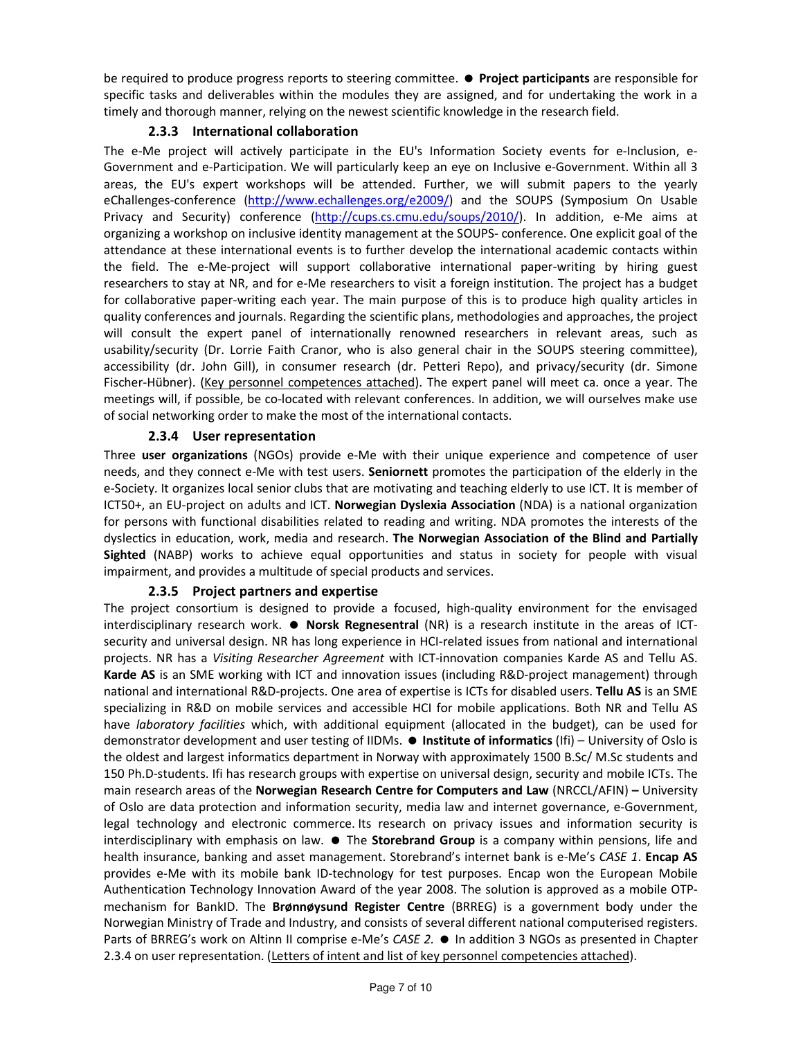be required to produce progress reports to steering committee. ● **Project participants** are responsible for specific tasks and deliverables within the modules they are assigned, and for undertaking the work in a timely and thorough manner, relying on the newest scientific knowledge in the research field.

### 2.3.3 International collaboration

The e-Me project will actively participate in the EU's Information Society events for e-Inclusion, e-Government and e-Participation. We will particularly keep an eye on Inclusive e-Government. Within all 3 areas, the EU's expert workshops will be attended. Further, we will submit papers to the yearly eChallenges-conference (http://www.echallenges.org/e2009/) and the SOUPS (Symposium On Usable Privacy and Security) conference (http://cups.cs.cmu.edu/soups/2010/). In addition, e-Me aims at organizing a workshop on inclusive identity management at the SOUPS- conference. One explicit goal of the attendance at these international events is to further develop the international academic contacts within the field. The e-Me-project will support collaborative international paper-writing by hiring guest researchers to stay at NR, and for e-Me researchers to visit a foreign institution. The project has a budget for collaborative paper-writing each year. The main purpose of this is to produce high quality articles in quality conferences and journals. Regarding the scientific plans, methodologies and approaches, the project will consult the expert panel of internationally renowned researchers in relevant areas, such as usability/security (Dr. Lorrie Faith Cranor, who is also general chair in the SOUPS steering committee), accessibility (dr. John Gill), in consumer research (dr. Petteri Repo), and privacy/security (dr. Simone Fischer-Hübner). (Key personnel competences attached). The expert panel will meet ca. once a year. The meetings will, if possible, be co-located with relevant conferences. In addition, we will ourselves make use of social networking order to make the most of the international contacts.

### 2.3.4 User representation

Three **user organizations** (NGOs) provide e-Me with their unique experience and competence of user needs, and they connect e-Me with test users. **Seniornett** promotes the participation of the elderly in the e-Society. It organizes local senior clubs that are motivating and teaching elderly to use ICT. It is member of ICT50+, an EU-project on adults and ICT. **Norwegian Dyslexia Association** (NDA) is a national organization for persons with functional disabilities related to reading and writing. NDA promotes the interests of the dyslectics in education, work, media and research. **The Norwegian Association of the Blind and Partially Sighted** (NABP) works to achieve equal opportunities and status in society for people with visual impairment, and provides a multitude of special products and services.

### 2.3.5 Project partners and expertise

The project consortium is designed to provide a focused, high-quality environment for the envisaged interdisciplinary research work. ● **Norsk Regnesentral** (NR) is a research institute in the areas of ICT-security and universal design. NR has long experience in HCI-related issues from national and international projects. NR has a *Visiting Researcher Agreement* with ICT-innovation companies Karde AS and Tellu AS. **Karde AS** is an SME working with ICT and innovation issues (including R&D-project management) through national and international R&D-projects. One area of expertise is ICTs for disabled users. **Tellu AS** is an SME specializing in R&D on mobile services and accessible HCI for mobile applications. Both NR and Tellu AS have *laboratory facilities* which, with additional equipment (allocated in the budget), can be used for demonstrator development and user testing of IIDMs. ● **Institute of informatics** (Ifi) – University of Oslo is the oldest and largest informatics department in Norway with approximately 1500 B.Sc/ M.Sc students and 150 Ph.D-students. Ifi has research groups with expertise on universal design, security and mobile ICTs. The main research areas of the **Norwegian Research Centre for Computers and Law** (NRCCL/AFIN) **–** University of Oslo are data protection and information security, media law and internet governance, e-Government, legal technology and electronic commerce. Its research on privacy issues and information security is interdisciplinary with emphasis on law. ● The **Storebrand Group** is a company within pensions, life and health insurance, banking and asset management. Storebrand's internet bank is e-Me's *CASE 1*. **Encap AS** provides e-Me with its mobile bank ID-technology for test purposes. Encap won the European Mobile Authentication Technology Innovation Award of the year 2008. The solution is approved as a mobile OTP-mechanism for BankID. The **Brønnøysund Register Centre** (BRREG) is a government body under the Norwegian Ministry of Trade and Industry, and consists of several different national computerised registers. Parts of BRREG's work on Altinn II comprise e-Me's *CASE 2.* ● In addition 3 NGOs as presented in Chapter 2.3.4 on user representation. (Letters of intent and list of key personnel competencies attached).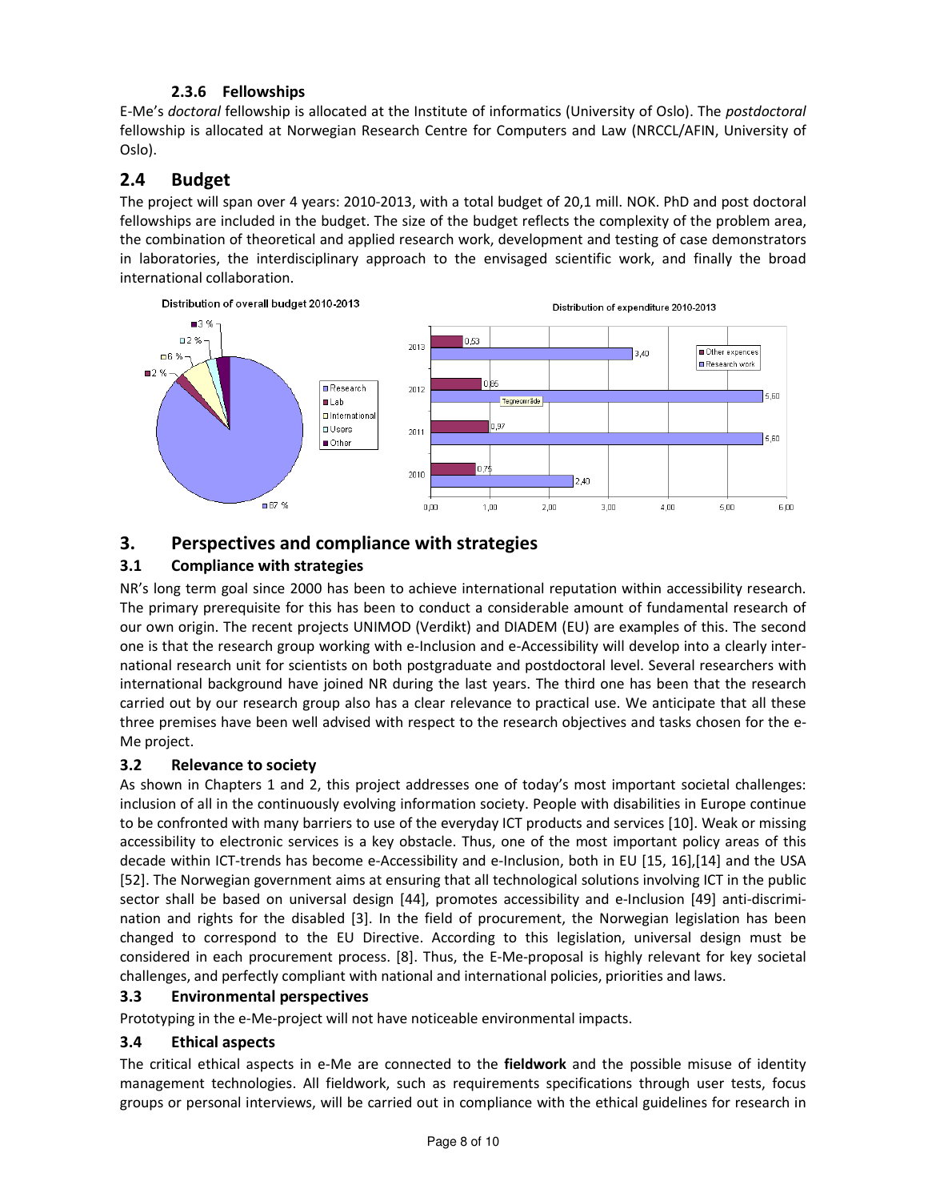### 2.3.6 Fellowships

E-Me's *doctoral* fellowship is allocated at the Institute of informatics (University of Oslo). The *postdoctoral* fellowship is allocated at Norwegian Research Centre for Computers and Law (NRCCL/AFIN, University of Oslo).

## 2.4 Budget

The project will span over 4 years: 2010-2013, with a total budget of 20,1 mill. NOK. PhD and post doctoral fellowships are included in the budget. The size of the budget reflects the complexity of the problem area, the combination of theoretical and applied research work, development and testing of case demonstrators in laboratories, the interdisciplinary approach to the envisaged scientific work, and finally the broad international collaboration.

# 3. Perspectives and compliance with strategies

## 3.1 Compliance with strategies

NR's long term goal since 2000 has been to achieve international reputation within accessibility research. The primary prerequisite for this has been to conduct a considerable amount of fundamental research of our own origin. The recent projects UNIMOD (Verdikt) and DIADEM (EU) are examples of this. The second one is that the research group working with e-Inclusion and e-Accessibility will develop into a clearly international research unit for scientists on both postgraduate and postdoctoral level. Several researchers with international background have joined NR during the last years. The third one has been that the research carried out by our research group also has a clear relevance to practical use. We anticipate that all these three premises have been well advised with respect to the research objectives and tasks chosen for the e-Me project.

## 3.2 Relevance to society

As shown in Chapters 1 and 2, this project addresses one of today's most important societal challenges: inclusion of all in the continuously evolving information society. People with disabilities in Europe continue to be confronted with many barriers to use of the everyday ICT products and services [10]. Weak or missing accessibility to electronic services is a key obstacle. Thus, one of the most important policy areas of this decade within ICT-trends has become e-Accessibility and e-Inclusion, both in EU [15, 16],[14] and the USA [52]. The Norwegian government aims at ensuring that all technological solutions involving ICT in the public sector shall be based on universal design [44], promotes accessibility and e-Inclusion [49] anti-discrimination and rights for the disabled [3]. In the field of procurement, the Norwegian legislation has been changed to correspond to the EU Directive. According to this legislation, universal design must be considered in each procurement process. [8]. Thus, the E-Me-proposal is highly relevant for key societal challenges, and perfectly compliant with national and international policies, priorities and laws.

## 3.3 Environmental perspectives

Prototyping in the e-Me-project will not have noticeable environmental impacts.

## 3.4 Ethical aspects

The critical ethical aspects in e-Me are connected to the **fieldwork** and the possible misuse of identity management technologies. All fieldwork, such as requirements specifications through user tests, focus groups or personal interviews, will be carried out in compliance with the ethical guidelines for research in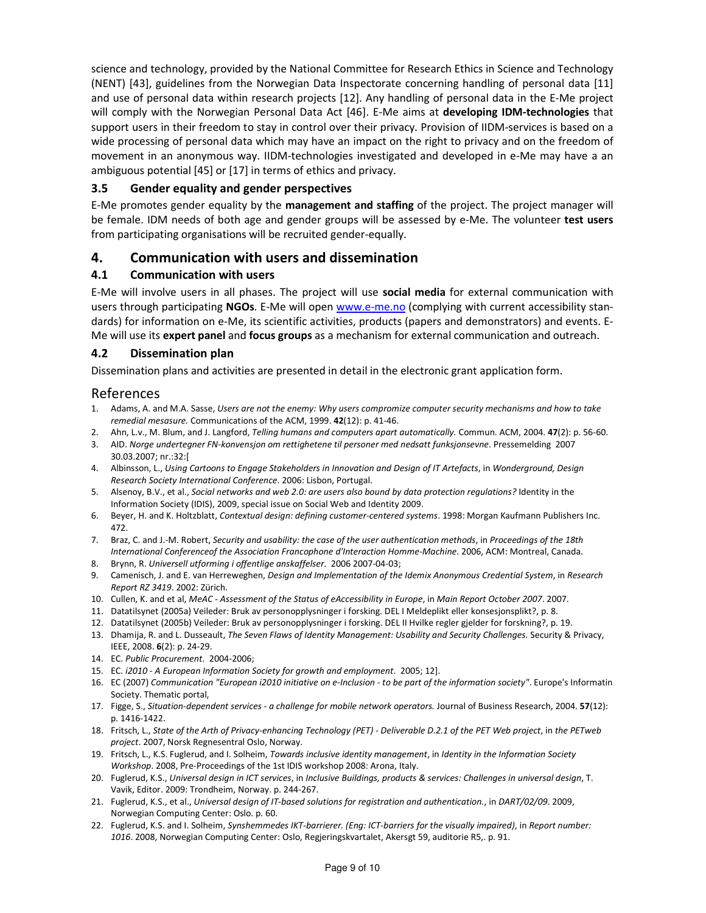science and technology, provided by the National Committee for Research Ethics in Science and Technology (NENT) [43], guidelines from the Norwegian Data Inspectorate concerning handling of personal data [11] and use of personal data within research projects [12]. Any handling of personal data in the E-Me project will comply with the Norwegian Personal Data Act [46]. E-Me aims at **developing IDM-technologies** that support users in their freedom to stay in control over their privacy. Provision of IIDM-services is based on a wide processing of personal data which may have an impact on the right to privacy and on the freedom of movement in an anonymous way. IIDM-technologies investigated and developed in e-Me may have a an ambiguous potential [45] or [17] in terms of ethics and privacy.

### 3.5 Gender equality and gender perspectives

E-Me promotes gender equality by the **management and staffing** of the project. The project manager will be female. IDM needs of both age and gender groups will be assessed by e-Me. The volunteer **test users** from participating organisations will be recruited gender-equally.

## 4. Communication with users and dissemination

### 4.1 Communication with users

E-Me will involve users in all phases. The project will use **social media** for external communication with users through participating **NGOs**. E-Me will open www.e-me.no (complying with current accessibility standards) for information on e-Me, its scientific activities, products (papers and demonstrators) and events. E-Me will use its **expert panel** and **focus groups** as a mechanism for external communication and outreach.

### 4.2 Dissemination plan

Dissemination plans and activities are presented in detail in the electronic grant application form.

## References

1. Adams, A. and M.A. Sasse, *Users are not the enemy: Why users compromize computer security mechanisms and how to take remedial mesasure.* Communications of the ACM, 1999. **42**(12): p. 41-46.
2. Ahn, L.v., M. Blum, and J. Langford, *Telling humans and computers apart automatically.* Commun. ACM, 2004. **47**(2): p. 56-60.
3. AID. *Norge undertegner FN-konvensjon om rettighetene til personer med nedsatt funksjonsevne*. Pressemelding 2007 30.03.2007; nr.:32:[
4. Albinsson, L., *Using Cartoons to Engage Stakeholders in Innovation and Design of IT Artefacts*, in *Wonderground, Design Research Society International Conference*. 2006: Lisbon, Portugal.
5. Alsenoy, B.V., et al., *Social networks and web 2.0: are users also bound by data protection regulations?* Identity in the Information Society (IDIS), 2009, special issue on Social Web and Identity 2009.
6. Beyer, H. and K. Holtzblatt, *Contextual design: defining customer-centered systems*. 1998: Morgan Kaufmann Publishers Inc. 472.
7. Braz, C. and J.-M. Robert, *Security and usability: the case of the user authentication methods*, in *Proceedings of the 18th International Conferenceof the Association Francophone d'Interaction Homme-Machine*. 2006, ACM: Montreal, Canada.
8. Brynn, R. *Universell utforming i offentlige anskaffelser*. 2006 2007-04-03;
9. Camenisch, J. and E. van Herreweghen, *Design and Implementation of the Idemix Anonymous Credential System*, in *Research Report RZ 3419*. 2002: Zürich.
10. Cullen, K. and et al, *MeAC - Assessment of the Status of eAccessibility in Europe*, in *Main Report October 2007*. 2007.
11. Datatilsynet (2005a) Veileder: Bruk av personopplysninger i forsking. DEL I Meldeplikt eller konsesjonsplikt?, p. 8.
12. Datatilsynet (2005b) Veileder: Bruk av personopplysninger i forsking. DEL II Hvilke regler gjelder for forskning?, p. 19.
13. Dhamija, R. and L. Dusseault, *The Seven Flaws of Identity Management: Usability and Security Challenges.* Security & Privacy, IEEE, 2008. **6**(2): p. 24-29.
14. EC. *Public Procurement*. 2004-2006;
15. EC. *i2010 - A European Information Society for growth and employment*. 2005; 12].
16. EC (2007) *Communication "European i2010 initiative on e-Inclusion - to be part of the information society"*. Europe's Informatin Society. Thematic portal,
17. Figge, S., *Situation-dependent services - a challenge for mobile network operators.* Journal of Business Research, 2004. **57**(12): p. 1416-1422.
18. Fritsch, L., *State of the Arth of Privacy-enhancing Technology (PET) - Deliverable D.2.1 of the PET Web project*, in *the PETweb project*. 2007, Norsk Regnesentral Oslo, Norway.
19. Fritsch, L., K.S. Fuglerud, and I. Solheim, *Towards inclusive identity management*, in *Identity in the Information Society Workshop*. 2008, Pre-Proceedings of the 1st IDIS workshop 2008: Arona, Italy.
20. Fuglerud, K.S., *Universal design in ICT services*, in *Inclusive Buildings, products & services: Challenges in universal design*, T. Vavik, Editor. 2009: Trondheim, Norway. p. 244-267.
21. Fuglerud, K.S., et al., *Universal design of IT-based solutions for registration and authentication.*, in *DART/02/09*. 2009, Norwegian Computing Center: Oslo. p. 60.
22. Fuglerud, K.S. and I. Solheim, *Synshemmedes IKT-barrierer. (Eng: ICT-barriers for the visually impaired)*, in *Report number: 1016*. 2008, Norwegian Computing Center: Oslo, Regjeringskvartalet, Akersgt 59, auditorie R5,. p. 91.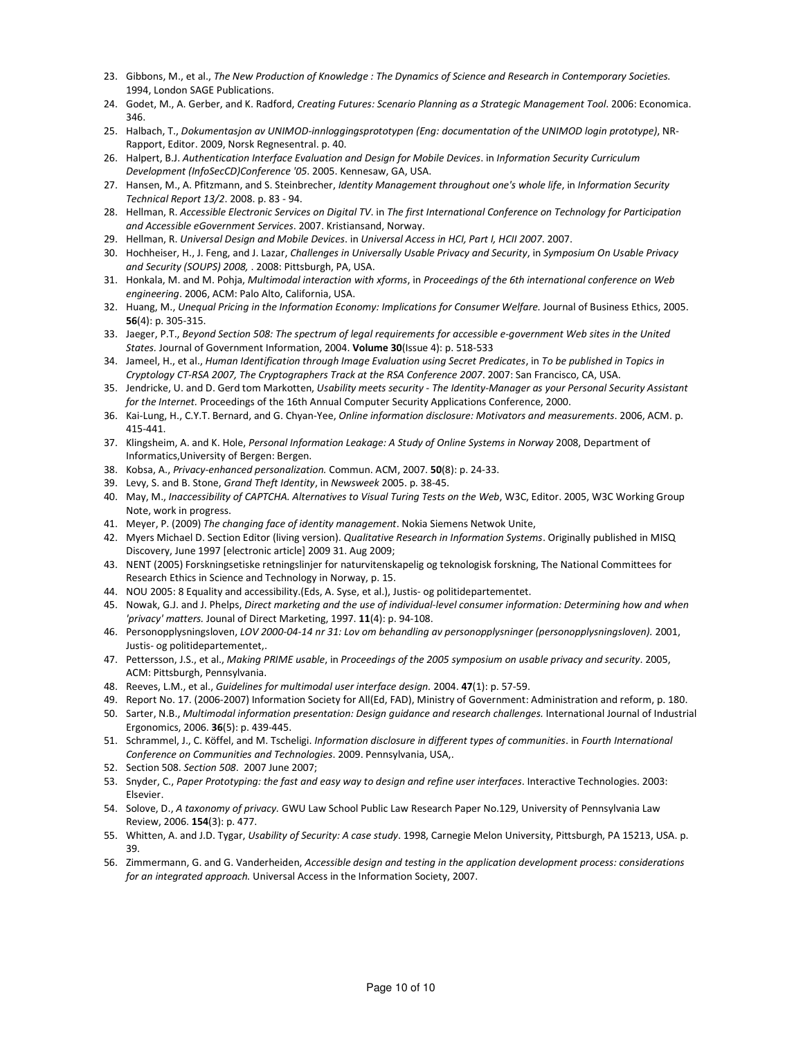23. Gibbons, M., et al., *The New Production of Knowledge : The Dynamics of Science and Research in Contemporary Societies.* 1994, London SAGE Publications.
24. Godet, M., A. Gerber, and K. Radford, *Creating Futures: Scenario Planning as a Strategic Management Tool*. 2006: Economica. 346.
25. Halbach, T., *Dokumentasjon av UNIMOD-innloggingsprototypen (Eng: documentation of the UNIMOD login prototype)*, NR-Rapport, Editor. 2009, Norsk Regnesentral. p. 40.
26. Halpert, B.J. *Authentication Interface Evaluation and Design for Mobile Devices*. in *Information Security Curriculum Development (InfoSecCD)Conference '05*. 2005. Kennesaw, GA, USA.
27. Hansen, M., A. Pfitzmann, and S. Steinbrecher, *Identity Management throughout one's whole life*, in *Information Security Technical Report 13/2*. 2008. p. 83 - 94.
28. Hellman, R. *Accessible Electronic Services on Digital TV*. in *The first International Conference on Technology for Participation and Accessible eGovernment Services*. 2007. Kristiansand, Norway.
29. Hellman, R. *Universal Design and Mobile Devices*. in *Universal Access in HCI, Part I, HCII 2007*. 2007.
30. Hochheiser, H., J. Feng, and J. Lazar, *Challenges in Universally Usable Privacy and Security*, in *Symposium On Usable Privacy and Security (SOUPS) 2008, .* 2008: Pittsburgh, PA, USA.
31. Honkala, M. and M. Pohja, *Multimodal interaction with xforms*, in *Proceedings of the 6th international conference on Web engineering*. 2006, ACM: Palo Alto, California, USA.
32. Huang, M., *Unequal Pricing in the Information Economy: Implications for Consumer Welfare.* Journal of Business Ethics, 2005. **56**(4): p. 305-315.
33. Jaeger, P.T., *Beyond Section 508: The spectrum of legal requirements for accessible e-government Web sites in the United States.* Journal of Government Information, 2004. **Volume 30**(Issue 4): p. 518-533
34. Jameel, H., et al., *Human Identification through Image Evaluation using Secret Predicates*, in *To be published in Topics in Cryptology CT-RSA 2007, The Cryptographers Track at the RSA Conference 2007*. 2007: San Francisco, CA, USA.
35. Jendricke, U. and D. Gerd tom Markotten, *Usability meets security - The Identity-Manager as your Personal Security Assistant for the Internet.* Proceedings of the 16th Annual Computer Security Applications Conference, 2000.
36. Kai-Lung, H., C.Y.T. Bernard, and G. Chyan-Yee, *Online information disclosure: Motivators and measurements*. 2006, ACM. p. 415-441.
37. Klingsheim, A. and K. Hole, *Personal Information Leakage: A Study of Online Systems in Norway* 2008, Department of Informatics,University of Bergen: Bergen.
38. Kobsa, A., *Privacy-enhanced personalization.* Commun. ACM, 2007. **50**(8): p. 24-33.
39. Levy, S. and B. Stone, *Grand Theft Identity*, in *Newsweek* 2005. p. 38-45.
40. May, M., *Inaccessibility of CAPTCHA. Alternatives to Visual Turing Tests on the Web*, W3C, Editor. 2005, W3C Working Group Note, work in progress.
41. Meyer, P. (2009) *The changing face of identity management*. Nokia Siemens Netwok Unite,
42. Myers Michael D. Section Editor (living version). *Qualitative Research in Information Systems*. Originally published in MISQ Discovery, June 1997 [electronic article] 2009 31. Aug 2009;
43. NENT (2005) Forskningsetiske retningslinjer for naturvitenskapelig og teknologisk forskning, The National Committees for Research Ethics in Science and Technology in Norway, p. 15.
44. NOU 2005: 8 Equality and accessibility.(Eds, A. Syse, et al.), Justis- og politidepartementet.
45. Nowak, G.J. and J. Phelps, *Direct marketing and the use of individual-level consumer information: Determining how and when 'privacy' matters.* Jounal of Direct Marketing, 1997. **11**(4): p. 94-108.
46. Personopplysningsloven, *LOV 2000-04-14 nr 31: Lov om behandling av personopplysninger (personopplysningsloven).* 2001, Justis- og politidepartementet,.
47. Pettersson, J.S., et al., *Making PRIME usable*, in *Proceedings of the 2005 symposium on usable privacy and security*. 2005, ACM: Pittsburgh, Pennsylvania.
48. Reeves, L.M., et al., *Guidelines for multimodal user interface design.* 2004. **47**(1): p. 57-59.
49. Report No. 17. (2006-2007) Information Society for All(Ed, FAD), Ministry of Government: Administration and reform, p. 180.
50. Sarter, N.B., *Multimodal information presentation: Design guidance and research challenges.* International Journal of Industrial Ergonomics, 2006. **36**(5): p. 439-445.
51. Schrammel, J., C. Köffel, and M. Tscheligi. *Information disclosure in different types of communities*. in *Fourth International Conference on Communities and Technologies*. 2009. Pennsylvania, USA,.
52. Section 508. *Section 508*. 2007 June 2007;
53. Snyder, C., *Paper Prototyping: the fast and easy way to design and refine user interfaces*. Interactive Technologies. 2003: Elsevier.
54. Solove, D., *A taxonomy of privacy.* GWU Law School Public Law Research Paper No.129, University of Pennsylvania Law Review, 2006. **154**(3): p. 477.
55. Whitten, A. and J.D. Tygar, *Usability of Security: A case study*. 1998, Carnegie Melon University, Pittsburgh, PA 15213, USA. p. 39.
56. Zimmermann, G. and G. Vanderheiden, *Accessible design and testing in the application development process: considerations for an integrated approach.* Universal Access in the Information Society, 2007.